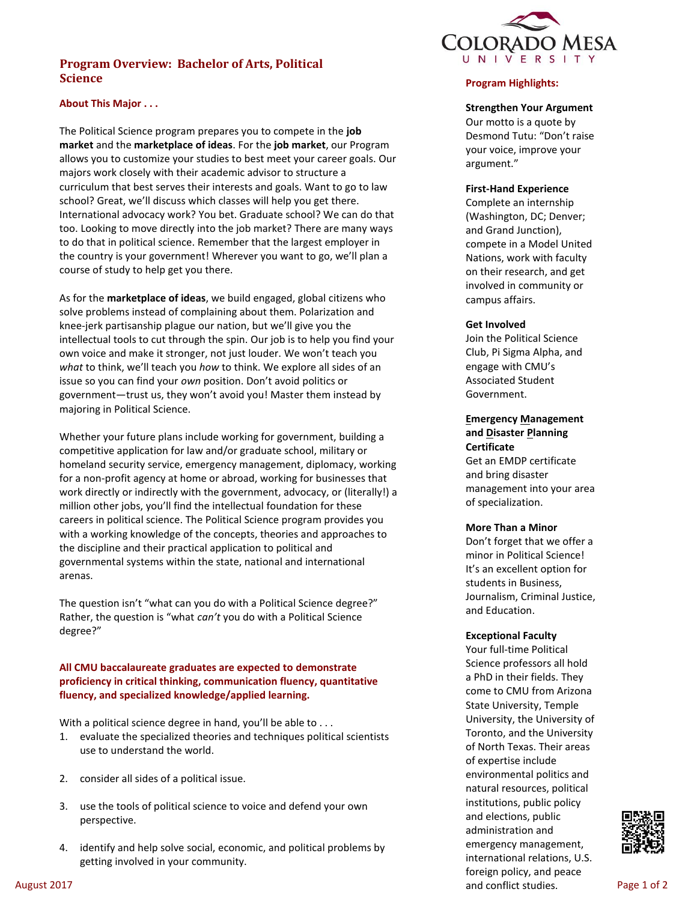# Program Overview: Bachelor of Arts, Political Science

### About This Major . . .

The Political Science program prepares you to compete in the **job market** and the **marketplace of ideas**. For the **job market**, our Program allows you to customize your studies to best meet your career goals. Our majors work closely with their academic advisor to structure a curriculum that best serves their interests and goals. Want to go to law school? Great, we'll discuss which classes will help you get there. International advocacy work? You bet. Graduate school? We can do that too. Looking to move directly into the job market? There are many ways to do that in political science. Remember that the largest employer in the country is your government! Wherever you want to go, we'll plan a course of study to help get you there.

As for the **marketplace of ideas**, we build engaged, global citizens who solve problems instead of complaining about them. Polarization and knee-jerk partisanship plague our nation, but we'll give you the intellectual tools to cut through the spin. Our job is to help you find your own voice and make it stronger, not just louder. We won't teach you *what* to think, we'll teach you *how* to think. We explore all sides of an issue so you can find your *own* position. Don't avoid politics or government—trust us, they won't avoid you! Master them instead by majoring in Political Science.

Whether your future plans include working for government, building a competitive application for law and/or graduate school, military or homeland security service, emergency management, diplomacy, working for a non-profit agency at home or abroad, working for businesses that work directly or indirectly with the government, advocacy, or (literally!) a million other jobs, you'll find the intellectual foundation for these careers in political science. The Political Science program provides you with a working knowledge of the concepts, theories and approaches to the discipline and their practical application to political and governmental systems within the state, national and international arenas.

The question isn't "what can you do with a Political Science degree?" Rather, the question is "what *can't* you do with a Political Science degree?"

**All CMU baccalaureate graduates are expected to demonstrate proficiency in critical thinking, communication fluency, quantitative fluency, and specialized knowledge/applied learning.**

With a political science degree in hand, you'll be able to . . .

1. evaluate the specialized theories and techniques political scientists use to understand the world.
2. consider all sides of a political issue.
3. use the tools of political science to voice and defend your own perspective.
4. identify and help solve social, economic, and political problems by getting involved in your community.

### Program Highlights:

**Strengthen Your Argument**
Our motto is a quote by Desmond Tutu: "Don't raise your voice, improve your argument."

**First-Hand Experience**
Complete an internship (Washington, DC; Denver; and Grand Junction), compete in a Model United Nations, work with faculty on their research, and get involved in community or campus affairs.

**Get Involved**
Join the Political Science Club, Pi Sigma Alpha, and engage with CMU's Associated Student Government.

**Emergency Management and Disaster Planning Certificate**
Get an EMDP certificate and bring disaster management into your area of specialization.

**More Than a Minor**
Don't forget that we offer a minor in Political Science! It's an excellent option for students in Business, Journalism, Criminal Justice, and Education.

**Exceptional Faculty**
Your full-time Political Science professors all hold a PhD in their fields. They come to CMU from Arizona State University, Temple University, the University of Toronto, and the University of North Texas. Their areas of expertise include environmental politics and natural resources, political institutions, public policy and elections, public administration and emergency management, international relations, U.S. foreign policy, and peace and conflict studies.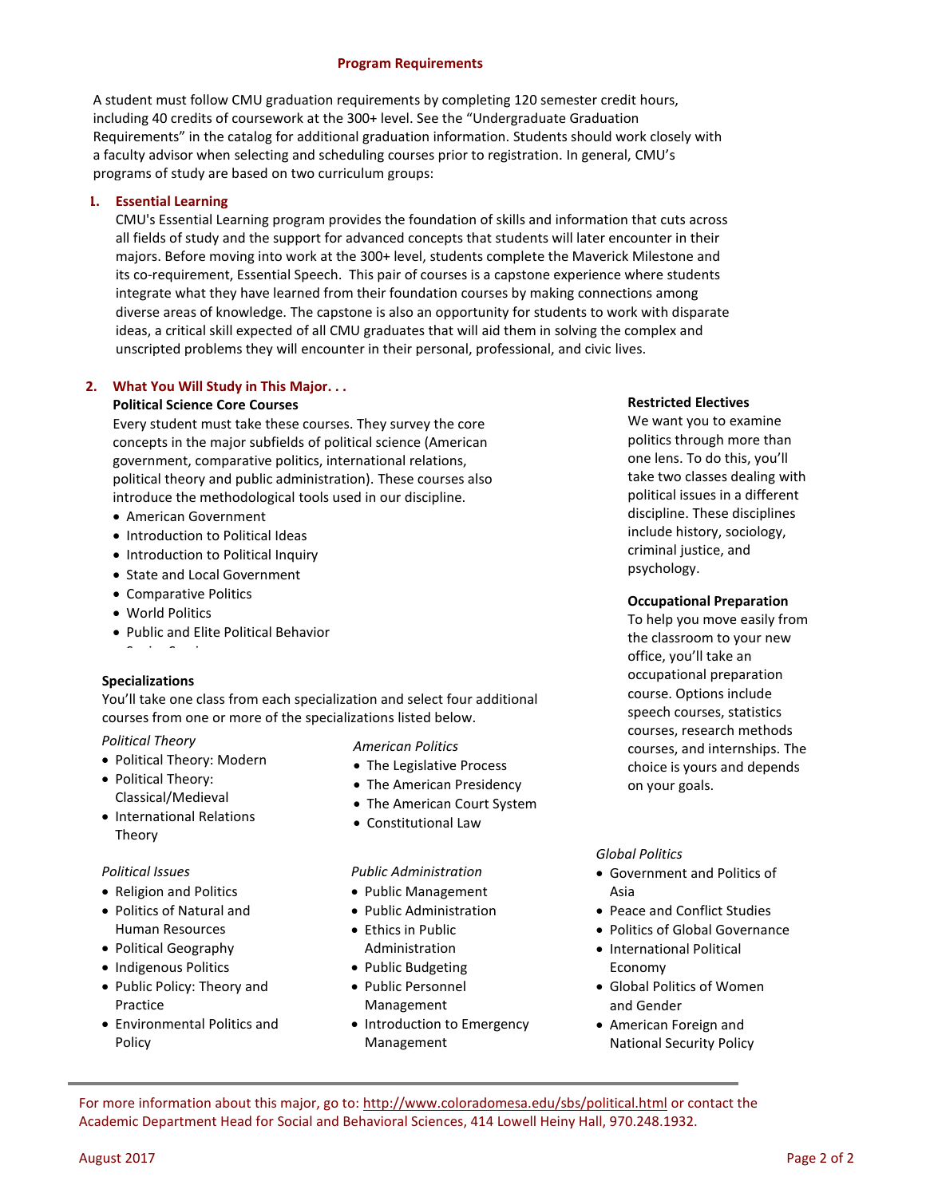## Program Requirements

A student must follow CMU graduation requirements by completing 120 semester credit hours, including 40 credits of coursework at the 300+ level. See the "Undergraduate Graduation Requirements" in the catalog for additional graduation information. Students should work closely with a faculty advisor when selecting and scheduling courses prior to registration. In general, CMU's programs of study are based on two curriculum groups:

### 1. Essential Learning

CMU's Essential Learning program provides the foundation of skills and information that cuts across all fields of study and the support for advanced concepts that students will later encounter in their majors. Before moving into work at the 300+ level, students complete the Maverick Milestone and its co-requirement, Essential Speech. This pair of courses is a capstone experience where students integrate what they have learned from their foundation courses by making connections among diverse areas of knowledge. The capstone is also an opportunity for students to work with disparate ideas, a critical skill expected of all CMU graduates that will aid them in solving the complex and unscripted problems they will encounter in their personal, professional, and civic lives.

### 2. What You Will Study in This Major. . .

**Political Science Core Courses**

Every student must take these courses. They survey the core concepts in the major subfields of political science (American government, comparative politics, international relations, political theory and public administration). These courses also introduce the methodological tools used in our discipline.

- American Government
- Introduction to Political Ideas
- Introduction to Political Inquiry
- State and Local Government
- Comparative Politics
- World Politics
- Public and Elite Political Behavior
- Senior Seminar

**Specializations**

You'll take one class from each specialization and select four additional courses from one or more of the specializations listed below.

*Political Theory*

- Political Theory: Modern
- Political Theory: Classical/Medieval
- International Relations Theory

*American Politics*

- The Legislative Process
- The American Presidency
- The American Court System
- Constitutional Law

*Political Issues*

- Religion and Politics
- Politics of Natural and Human Resources
- Political Geography
- Indigenous Politics
- Public Policy: Theory and Practice
- Environmental Politics and Policy

*Public Administration*

- Public Management
- Public Administration
- Ethics in Public Administration
- Public Budgeting
- Public Personnel Management
- Introduction to Emergency Management

*Global Politics*

- Government and Politics of Asia
- Peace and Conflict Studies
- Politics of Global Governance
- International Political Economy
- Global Politics of Women and Gender
- American Foreign and National Security Policy

**Restricted Electives**

We want you to examine politics through more than one lens. To do this, you'll take two classes dealing with political issues in a different discipline. These disciplines include history, sociology, criminal justice, and psychology.

**Occupational Preparation**

To help you move easily from the classroom to your new office, you'll take an occupational preparation course. Options include speech courses, statistics courses, research methods courses, and internships. The choice is yours and depends on your goals.

For more information about this major, go to: http://www.coloradomesa.edu/sbs/political.html or contact the Academic Department Head for Social and Behavioral Sciences, 414 Lowell Heiny Hall, 970.248.1932.

August 2017